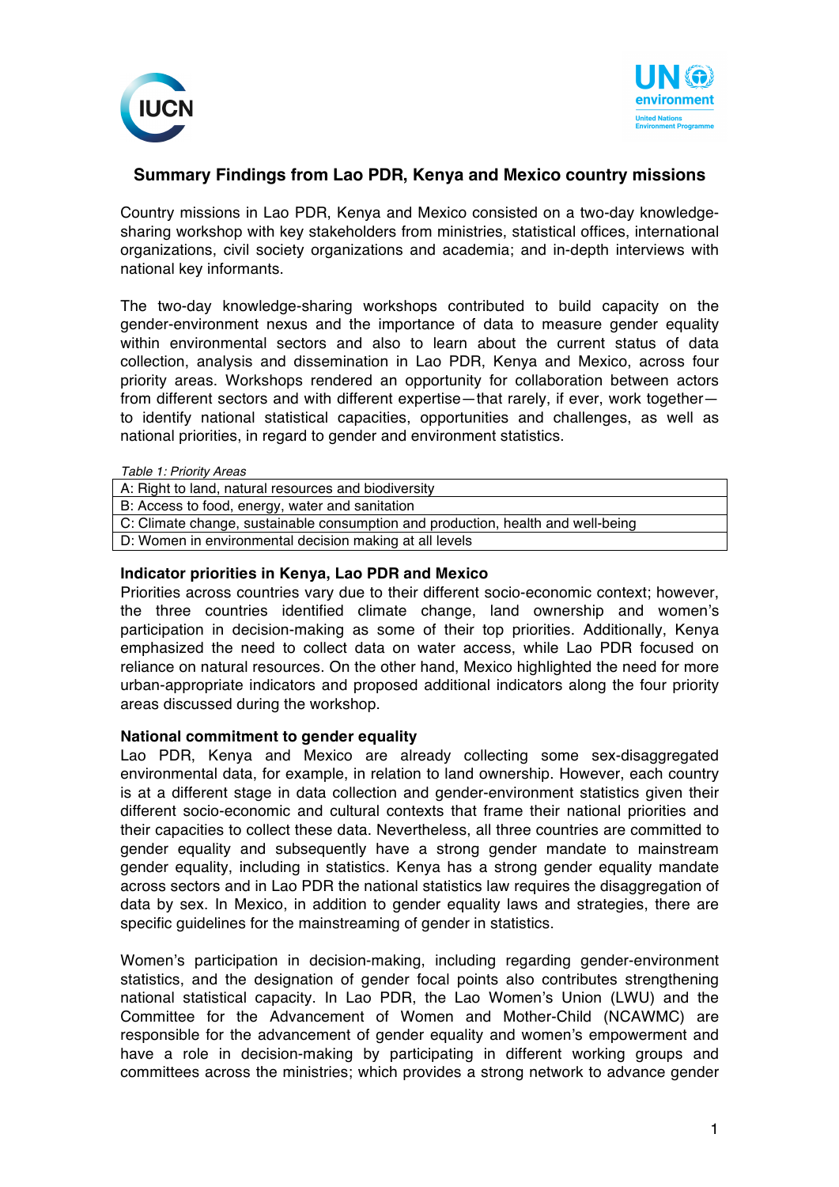# Summary Findings from Lao PDR, Kenya and Mexico country missions

Country missions in Lao PDR, Kenya and Mexico consisted on a two-day knowledge-sharing workshop with key stakeholders from ministries, statistical offices, international organizations, civil society organizations and academia; and in-depth interviews with national key informants.

The two-day knowledge-sharing workshops contributed to build capacity on the gender-environment nexus and the importance of data to measure gender equality within environmental sectors and also to learn about the current status of data collection, analysis and dissemination in Lao PDR, Kenya and Mexico, across four priority areas. Workshops rendered an opportunity for collaboration between actors from different sectors and with different expertise—that rarely, if ever, work together—to identify national statistical capacities, opportunities and challenges, as well as national priorities, in regard to gender and environment statistics.

*Table 1: Priority Areas*

| A: Right to land, natural resources and biodiversity |
|---|
| B: Access to food, energy, water and sanitation |
| C: Climate change, sustainable consumption and production, health and well-being |
| D: Women in environmental decision making at all levels |

**Indicator priorities in Kenya, Lao PDR and Mexico**

Priorities across countries vary due to their different socio-economic context; however, the three countries identified climate change, land ownership and women's participation in decision-making as some of their top priorities. Additionally, Kenya emphasized the need to collect data on water access, while Lao PDR focused on reliance on natural resources. On the other hand, Mexico highlighted the need for more urban-appropriate indicators and proposed additional indicators along the four priority areas discussed during the workshop.

**National commitment to gender equality**

Lao PDR, Kenya and Mexico are already collecting some sex-disaggregated environmental data, for example, in relation to land ownership. However, each country is at a different stage in data collection and gender-environment statistics given their different socio-economic and cultural contexts that frame their national priorities and their capacities to collect these data. Nevertheless, all three countries are committed to gender equality and subsequently have a strong gender mandate to mainstream gender equality, including in statistics. Kenya has a strong gender equality mandate across sectors and in Lao PDR the national statistics law requires the disaggregation of data by sex. In Mexico, in addition to gender equality laws and strategies, there are specific guidelines for the mainstreaming of gender in statistics.

Women's participation in decision-making, including regarding gender-environment statistics, and the designation of gender focal points also contributes strengthening national statistical capacity. In Lao PDR, the Lao Women's Union (LWU) and the Committee for the Advancement of Women and Mother-Child (NCAWMC) are responsible for the advancement of gender equality and women's empowerment and have a role in decision-making by participating in different working groups and committees across the ministries; which provides a strong network to advance gender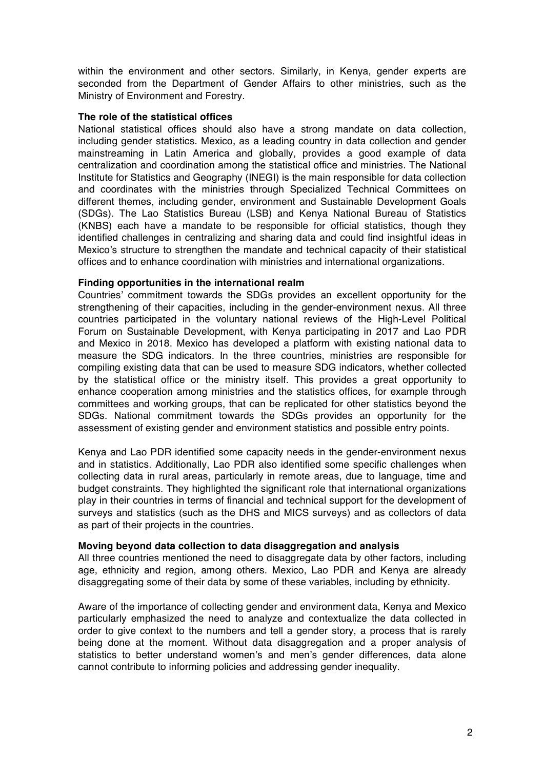within the environment and other sectors. Similarly, in Kenya, gender experts are seconded from the Department of Gender Affairs to other ministries, such as the Ministry of Environment and Forestry.

**The role of the statistical offices**

National statistical offices should also have a strong mandate on data collection, including gender statistics. Mexico, as a leading country in data collection and gender mainstreaming in Latin America and globally, provides a good example of data centralization and coordination among the statistical office and ministries. The National Institute for Statistics and Geography (INEGI) is the main responsible for data collection and coordinates with the ministries through Specialized Technical Committees on different themes, including gender, environment and Sustainable Development Goals (SDGs). The Lao Statistics Bureau (LSB) and Kenya National Bureau of Statistics (KNBS) each have a mandate to be responsible for official statistics, though they identified challenges in centralizing and sharing data and could find insightful ideas in Mexico's structure to strengthen the mandate and technical capacity of their statistical offices and to enhance coordination with ministries and international organizations.

**Finding opportunities in the international realm**

Countries' commitment towards the SDGs provides an excellent opportunity for the strengthening of their capacities, including in the gender-environment nexus. All three countries participated in the voluntary national reviews of the High-Level Political Forum on Sustainable Development, with Kenya participating in 2017 and Lao PDR and Mexico in 2018. Mexico has developed a platform with existing national data to measure the SDG indicators. In the three countries, ministries are responsible for compiling existing data that can be used to measure SDG indicators, whether collected by the statistical office or the ministry itself. This provides a great opportunity to enhance cooperation among ministries and the statistics offices, for example through committees and working groups, that can be replicated for other statistics beyond the SDGs. National commitment towards the SDGs provides an opportunity for the assessment of existing gender and environment statistics and possible entry points.

Kenya and Lao PDR identified some capacity needs in the gender-environment nexus and in statistics. Additionally, Lao PDR also identified some specific challenges when collecting data in rural areas, particularly in remote areas, due to language, time and budget constraints. They highlighted the significant role that international organizations play in their countries in terms of financial and technical support for the development of surveys and statistics (such as the DHS and MICS surveys) and as collectors of data as part of their projects in the countries.

**Moving beyond data collection to data disaggregation and analysis**

All three countries mentioned the need to disaggregate data by other factors, including age, ethnicity and region, among others. Mexico, Lao PDR and Kenya are already disaggregating some of their data by some of these variables, including by ethnicity.

Aware of the importance of collecting gender and environment data, Kenya and Mexico particularly emphasized the need to analyze and contextualize the data collected in order to give context to the numbers and tell a gender story, a process that is rarely being done at the moment. Without data disaggregation and a proper analysis of statistics to better understand women's and men's gender differences, data alone cannot contribute to informing policies and addressing gender inequality.